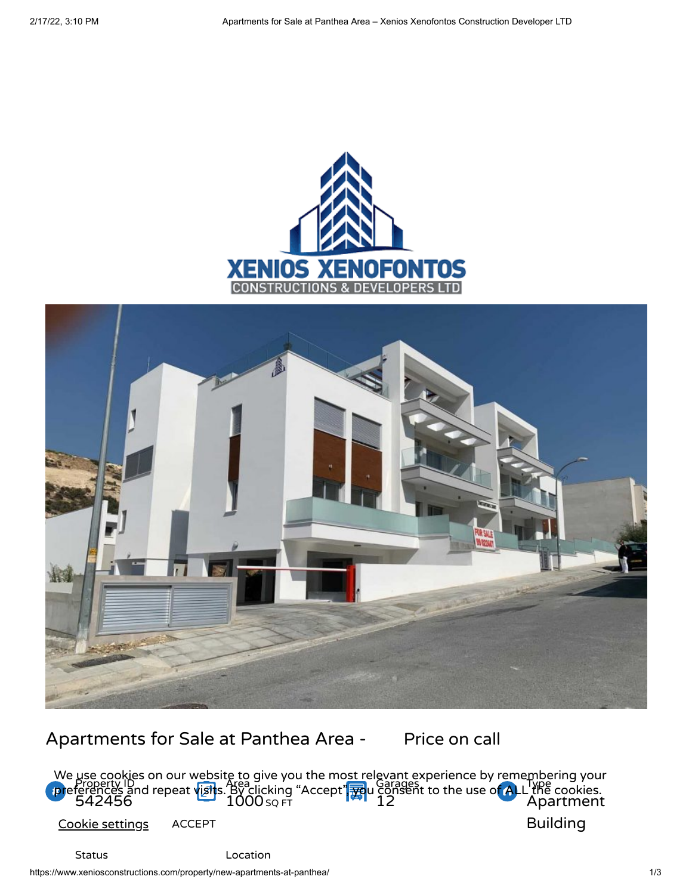# Apartments for Sale at Panthea Area - Price on call

We use cookies on our website to give you the most relevant experience by remembering your preferences and repeat visits. By clicking “Accept”, you consent to the use of ALL the cookies.

Cookie settings ACCEPT

| Property ID | Area | Garages | Type |
|---|---|---|---|
| 542456 | 1000 SQ FT | 12 | Apartment Building |

Status

Location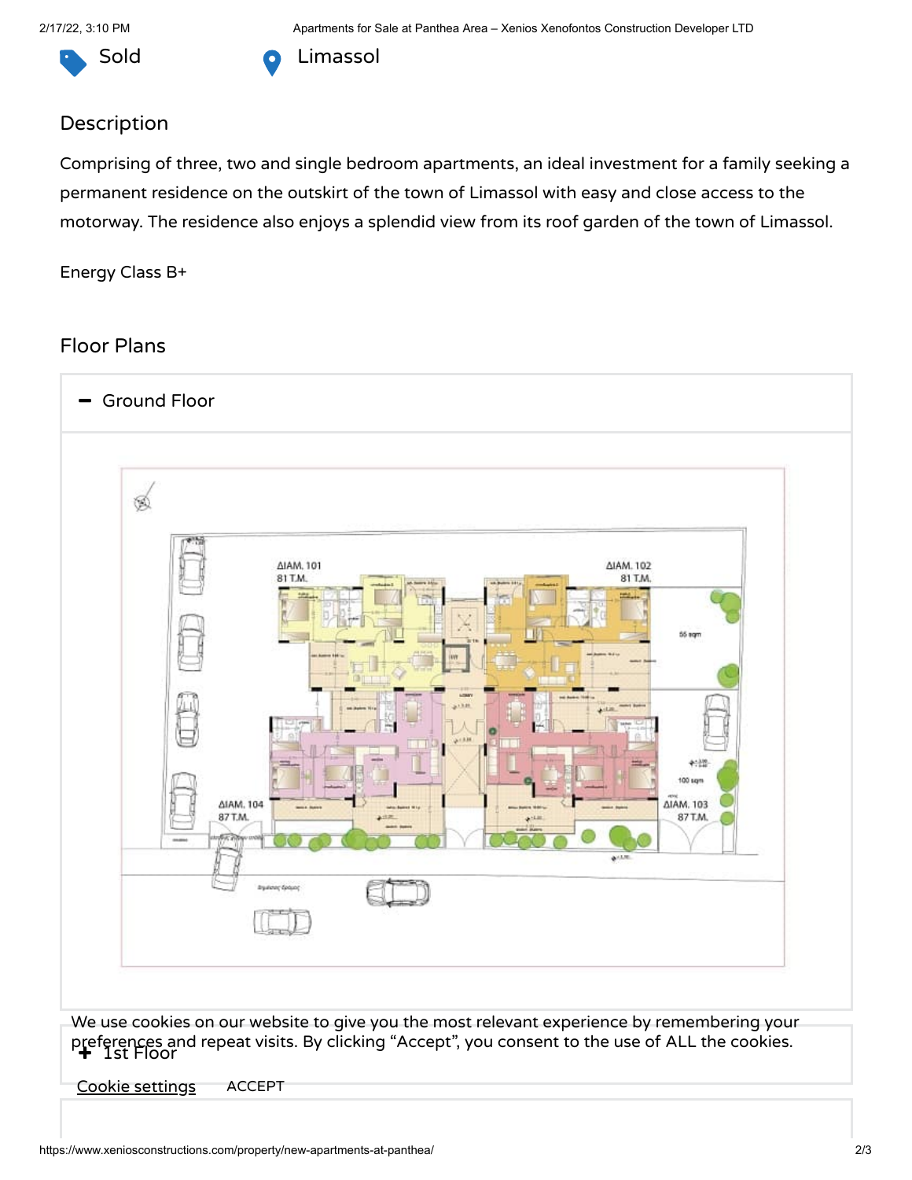Sold

Limassol

## Description

Comprising of three, two and single bedroom apartments, an ideal investment for a family seeking a permanent residence on the outskirt of the town of Limassol with easy and close access to the motorway. The residence also enjoys a splendid view from its roof garden of the town of Limassol.

Energy Class B+

## Floor Plans

**−** Ground Floor

**+** 1st Floor

We use cookies on our website to give you the most relevant experience by remembering your preferences and repeat visits. By clicking “Accept”, you consent to the use of ALL the cookies.

Cookie settings ACCEPT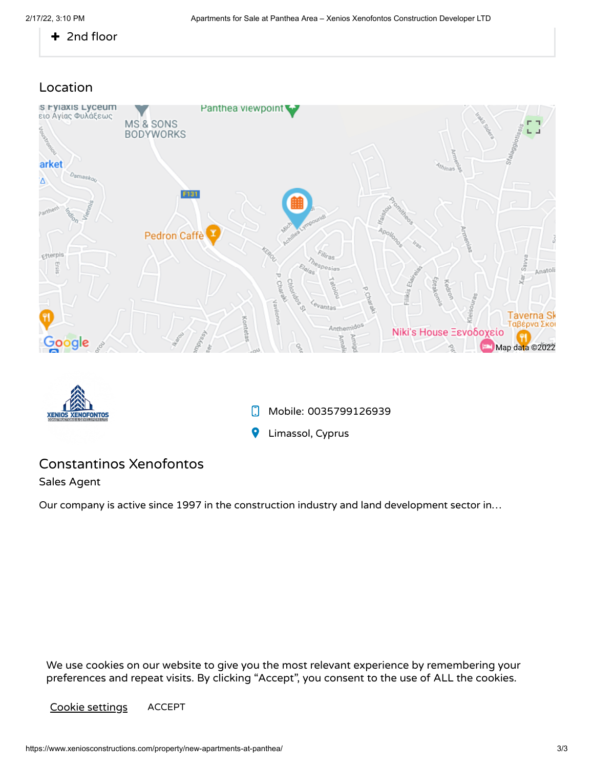+ 2nd floor

## Location

Mobile: 0035799126939

Limassol, Cyprus

## Constantinos Xenofontos

Sales Agent

Our company is active since 1997 in the construction industry and land development sector in…

We use cookies on our website to give you the most relevant experience by remembering your preferences and repeat visits. By clicking “Accept”, you consent to the use of ALL the cookies.

Cookie settings ACCEPT